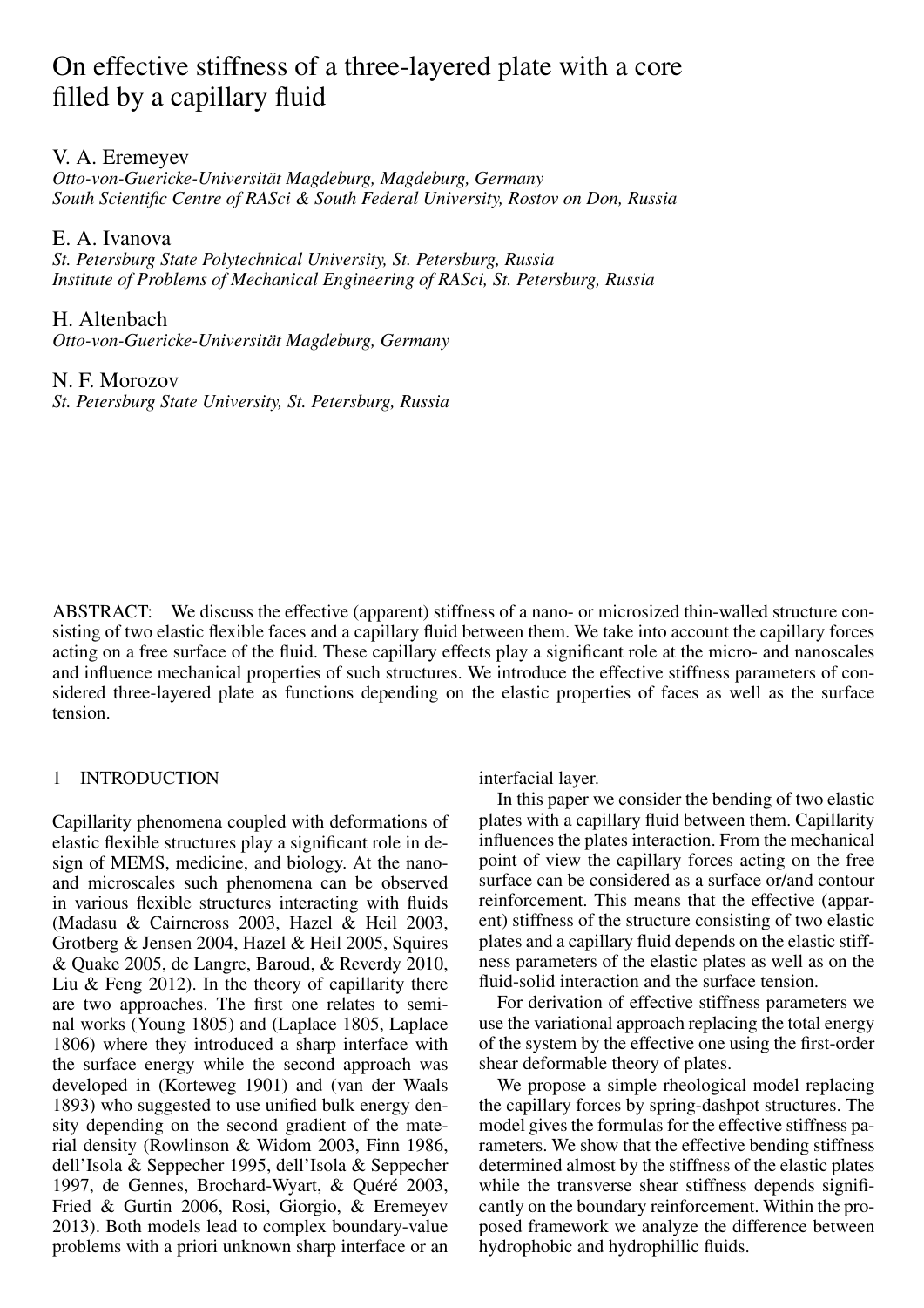# On effective stiffness of a three-layered plate with a core filled by a capillary fluid

V. A. Eremeyev

*Otto-von-Guericke-Universität Magdeburg, Magdeburg, Germany*
*South Scientific Centre of RASci & South Federal University, Rostov on Don, Russia*

E. A. Ivanova

*St. Petersburg State Polytechnical University, St. Petersburg, Russia*
*Institute of Problems of Mechanical Engineering of RASci, St. Petersburg, Russia*

H. Altenbach

*Otto-von-Guericke-Universität Magdeburg, Germany*

N. F. Morozov

*St. Petersburg State University, St. Petersburg, Russia*

ABSTRACT: We discuss the effective (apparent) stiffness of a nano- or microsized thin-walled structure consisting of two elastic flexible faces and a capillary fluid between them. We take into account the capillary forces acting on a free surface of the fluid. These capillary effects play a significant role at the micro- and nanoscales and influence mechanical properties of such structures. We introduce the effective stiffness parameters of considered three-layered plate as functions depending on the elastic properties of faces as well as the surface tension.

## 1 INTRODUCTION

Capillarity phenomena coupled with deformations of elastic flexible structures play a significant role in design of MEMS, medicine, and biology. At the nano- and microscales such phenomena can be observed in various flexible structures interacting with fluids (Madasu & Cairncross 2003, Hazel & Heil 2003, Grotberg & Jensen 2004, Hazel & Heil 2005, Squires & Quake 2005, de Langre, Baroud, & Reverdy 2010, Liu & Feng 2012). In the theory of capillarity there are two approaches. The first one relates to seminal works (Young 1805) and (Laplace 1805, Laplace 1806) where they introduced a sharp interface with the surface energy while the second approach was developed in (Korteweg 1901) and (van der Waals 1893) who suggested to use unified bulk energy density depending on the second gradient of the material density (Rowlinson & Widom 2003, Finn 1986, dell'Isola & Seppecher 1995, dell'Isola & Seppecher 1997, de Gennes, Brochard-Wyart, & Quéré 2003, Fried & Gurtin 2006, Rosi, Giorgio, & Eremeyev 2013). Both models lead to complex boundary-value problems with a priori unknown sharp interface or an interfacial layer.

In this paper we consider the bending of two elastic plates with a capillary fluid between them. Capillarity influences the plates interaction. From the mechanical point of view the capillary forces acting on the free surface can be considered as a surface or/and contour reinforcement. This means that the effective (apparent) stiffness of the structure consisting of two elastic plates and a capillary fluid depends on the elastic stiffness parameters of the elastic plates as well as on the fluid-solid interaction and the surface tension.

For derivation of effective stiffness parameters we use the variational approach replacing the total energy of the system by the effective one using the first-order shear deformable theory of plates.

We propose a simple rheological model replacing the capillary forces by spring-dashpot structures. The model gives the formulas for the effective stiffness parameters. We show that the effective bending stiffness determined almost by the stiffness of the elastic plates while the transverse shear stiffness depends significantly on the boundary reinforcement. Within the proposed framework we analyze the difference between hydrophobic and hydrophillic fluids.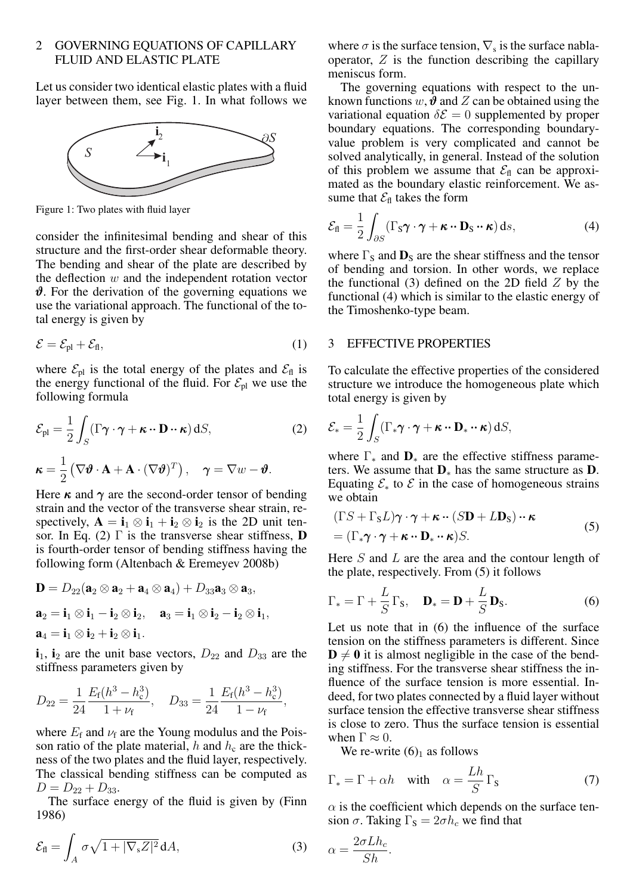## 2 GOVERNING EQUATIONS OF CAPILLARY FLUID AND ELASTIC PLATE

Let us consider two identical elastic plates with a fluid layer between them, see Fig. 1. In what follows we consider the infinitesimal bending and shear of this structure and the first-order shear deformable theory. The bending and shear of the plate are described by the deflection $w$ and the independent rotation vector $\boldsymbol{\vartheta}$. For the derivation of the governing equations we use the variational approach. The functional of the total energy is given by

Figure 1: Two plates with fluid layer

$$\mathcal{E} = \mathcal{E}_{\text{pl}} + \mathcal{E}_{\text{fl}}, \tag{1}$$

where $\mathcal{E}_{\text{pl}}$ is the total energy of the plates and $\mathcal{E}_{\text{fl}}$ is the energy functional of the fluid. For $\mathcal{E}_{\text{pl}}$ we use the following formula

$$\mathcal{E}_{\text{pl}} = \frac{1}{2}\int_S (\Gamma \boldsymbol{\gamma}\cdot\boldsymbol{\gamma} + \boldsymbol{\kappa} \cdot\cdot\, \mathbf{D} \cdot\cdot\, \boldsymbol{\kappa})\,\mathrm{d}S, \tag{2}$$

$$\boldsymbol{\kappa} = \frac{1}{2}\left(\nabla\boldsymbol{\vartheta}\cdot\mathbf{A} + \mathbf{A}\cdot(\nabla\boldsymbol{\vartheta})^T\right), \quad \boldsymbol{\gamma} = \nabla w - \boldsymbol{\vartheta}.$$

Here $\boldsymbol{\kappa}$ and $\boldsymbol{\gamma}$ are the second-order tensor of bending strain and the vector of the transverse shear strain, respectively, $\mathbf{A} = \mathbf{i}_1 \otimes \mathbf{i}_1 + \mathbf{i}_2 \otimes \mathbf{i}_2$ is the 2D unit tensor. In Eq. (2) $\Gamma$ is the transverse shear stiffness, $\mathbf{D}$ is fourth-order tensor of bending stiffness having the following form (Altenbach & Eremeyev 2008b)

$$\mathbf{D} = D_{22}(\mathbf{a}_2\otimes\mathbf{a}_2 + \mathbf{a}_4\otimes\mathbf{a}_4) + D_{33}\mathbf{a}_3\otimes\mathbf{a}_3,$$

$$\mathbf{a}_2 = \mathbf{i}_1\otimes\mathbf{i}_1 - \mathbf{i}_2\otimes\mathbf{i}_2, \quad \mathbf{a}_3 = \mathbf{i}_1\otimes\mathbf{i}_2 - \mathbf{i}_2\otimes\mathbf{i}_1,$$

$$\mathbf{a}_4 = \mathbf{i}_1\otimes\mathbf{i}_2 + \mathbf{i}_2\otimes\mathbf{i}_1.$$

$\mathbf{i}_1$, $\mathbf{i}_2$ are the unit base vectors, $D_{22}$ and $D_{33}$ are the stiffness parameters given by

$$D_{22} = \frac{1}{24}\frac{E_{\text{f}}(h^3 - h_{\text{c}}^3)}{1+\nu_{\text{f}}}, \quad D_{33} = \frac{1}{24}\frac{E_{\text{f}}(h^3 - h_{\text{c}}^3)}{1-\nu_{\text{f}}},$$

where $E_{\text{f}}$ and $\nu_{\text{f}}$ are the Young modulus and the Poisson ratio of the plate material, $h$ and $h_{\text{c}}$ are the thickness of the two plates and the fluid layer, respectively. The classical bending stiffness can be computed as $D = D_{22} + D_{33}$.

The surface energy of the fluid is given by (Finn 1986)

$$\mathcal{E}_{\text{fl}} = \int_A \sigma\sqrt{1 + |\nabla_{\text{s}} Z|^2}\,\mathrm{d}A, \tag{3}$$

where $\sigma$ is the surface tension, $\nabla_{\text{s}}$ is the surface nabla-operator, $Z$ is the function describing the capillary meniscus form.

The governing equations with respect to the unknown functions $w, \boldsymbol{\vartheta}$ and $Z$ can be obtained using the variational equation $\delta\mathcal{E} = 0$ supplemented by proper boundary equations. The corresponding boundary-value problem is very complicated and cannot be solved analytically, in general. Instead of the solution of this problem we assume that $\mathcal{E}_{\text{fl}}$ can be approximated as the boundary elastic reinforcement. We assume that $\mathcal{E}_{\text{fl}}$ takes the form

$$\mathcal{E}_{\text{fl}} = \frac{1}{2}\int_{\partial S}(\Gamma_{\text{S}}\boldsymbol{\gamma}\cdot\boldsymbol{\gamma} + \boldsymbol{\kappa}\cdot\cdot\,\mathbf{D}_{\text{S}}\cdot\cdot\,\boldsymbol{\kappa})\,\mathrm{d}s, \tag{4}$$

where $\Gamma_{\text{S}}$ and $\mathbf{D}_{\text{S}}$ are the shear stiffness and the tensor of bending and torsion. In other words, we replace the functional (3) defined on the 2D field $Z$ by the functional (4) which is similar to the elastic energy of the Timoshenko-type beam.

## 3 EFFECTIVE PROPERTIES

To calculate the effective properties of the considered structure we introduce the homogeneous plate which total energy is given by

$$\mathcal{E}_* = \frac{1}{2}\int_S (\Gamma_*\boldsymbol{\gamma}\cdot\boldsymbol{\gamma} + \boldsymbol{\kappa}\cdot\cdot\,\mathbf{D}_*\cdot\cdot\,\boldsymbol{\kappa})\,\mathrm{d}S,$$

where $\Gamma_*$ and $\mathbf{D}_*$ are the effective stiffness parameters. We assume that $\mathbf{D}_*$ has the same structure as $\mathbf{D}$. Equating $\mathcal{E}_*$ to $\mathcal{E}$ in the case of homogeneous strains we obtain

$$\begin{aligned}&(\Gamma S + \Gamma_{\text{S}} L)\boldsymbol{\gamma}\cdot\boldsymbol{\gamma} + \boldsymbol{\kappa}\cdot\cdot\,(S\mathbf{D} + L\mathbf{D}_{\text{S}})\cdot\cdot\,\boldsymbol{\kappa}\\ &= (\Gamma_*\boldsymbol{\gamma}\cdot\boldsymbol{\gamma} + \boldsymbol{\kappa}\cdot\cdot\,\mathbf{D}_*\cdot\cdot\,\boldsymbol{\kappa})S.\end{aligned} \tag{5}$$

Here $S$ and $L$ are the area and the contour length of the plate, respectively. From (5) it follows

$$\Gamma_* = \Gamma + \frac{L}{S}\Gamma_{\text{S}}, \quad \mathbf{D}_* = \mathbf{D} + \frac{L}{S}\mathbf{D}_{\text{S}}. \tag{6}$$

Let us note that in (6) the influence of the surface tension on the stiffness parameters is different. Since $\mathbf{D} \neq \mathbf{0}$ it is almost negligible in the case of the bending stiffness. For the transverse shear stiffness the influence of the surface tension is more essential. Indeed, for two plates connected by a fluid layer without surface tension the effective transverse shear stiffness is close to zero. Thus the surface tension is essential when $\Gamma \approx 0$.

We re-write $(6)_1$ as follows

$$\Gamma_* = \Gamma + \alpha h \quad \text{with} \quad \alpha = \frac{Lh}{S}\Gamma_{\text{S}} \tag{7}$$

$\alpha$ is the coefficient which depends on the surface tension $\sigma$. Taking $\Gamma_{\text{S}} = 2\sigma h_c$ we find that

$$\alpha = \frac{2\sigma L h_c}{Sh}.$$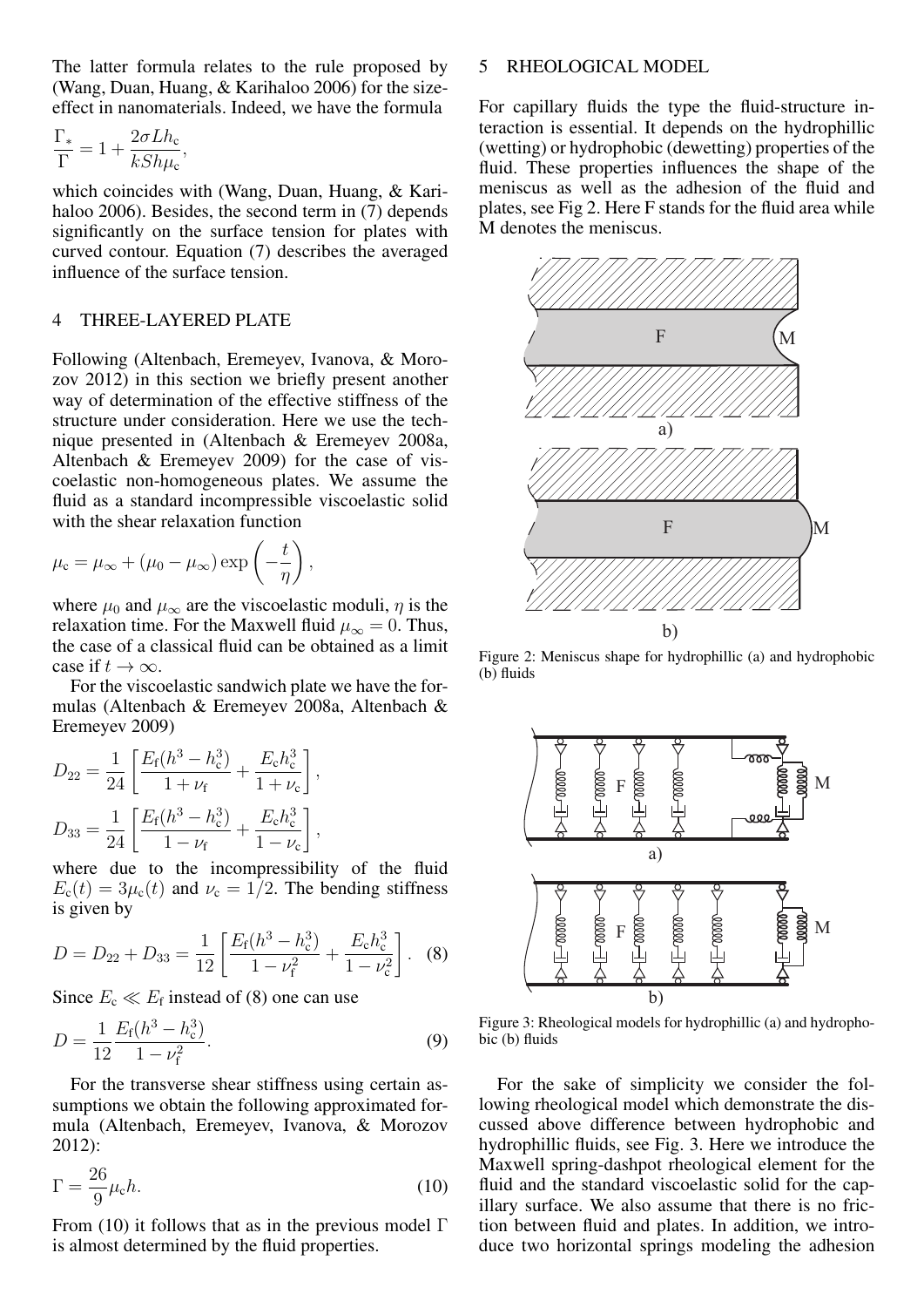The latter formula relates to the rule proposed by (Wang, Duan, Huang, & Karihaloo 2006) for the size-effect in nanomaterials. Indeed, we have the formula

$$\frac{\Gamma_*}{\Gamma} = 1 + \frac{2\sigma L h_c}{kSh\mu_c},$$

which coincides with (Wang, Duan, Huang, & Karihaloo 2006). Besides, the second term in (7) depends significantly on the surface tension for plates with curved contour. Equation (7) describes the averaged influence of the surface tension.

## 4 THREE-LAYERED PLATE

Following (Altenbach, Eremeyev, Ivanova, & Morozov 2012) in this section we briefly present another way of determination of the effective stiffness of the structure under consideration. Here we use the technique presented in (Altenbach & Eremeyev 2008a, Altenbach & Eremeyev 2009) for the case of viscoelastic non-homogeneous plates. We assume the fluid as a standard incompressible viscoelastic solid with the shear relaxation function

$$\mu_c = \mu_\infty + (\mu_0 - \mu_\infty)\exp\left(-\frac{t}{\eta}\right),$$

where $\mu_0$ and $\mu_\infty$ are the viscoelastic moduli, $\eta$ is the relaxation time. For the Maxwell fluid $\mu_\infty = 0$. Thus, the case of a classical fluid can be obtained as a limit case if $t \to \infty$.

For the viscoelastic sandwich plate we have the formulas (Altenbach & Eremeyev 2008a, Altenbach & Eremeyev 2009)

$$D_{22} = \frac{1}{24}\left[\frac{E_f(h^3 - h_c^3)}{1+\nu_f} + \frac{E_c h_c^3}{1+\nu_c}\right],$$

$$D_{33} = \frac{1}{24}\left[\frac{E_f(h^3 - h_c^3)}{1-\nu_f} + \frac{E_c h_c^3}{1-\nu_c}\right],$$

where due to the incompressibility of the fluid $E_c(t) = 3\mu_c(t)$ and $\nu_c = 1/2$. The bending stiffness is given by

$$D = D_{22} + D_{33} = \frac{1}{12}\left[\frac{E_f(h^3 - h_c^3)}{1-\nu_f^2} + \frac{E_c h_c^3}{1-\nu_c^2}\right]. \quad (8)$$

Since $E_c \ll E_f$ instead of (8) one can use

$$D = \frac{1}{12}\frac{E_f(h^3 - h_c^3)}{1-\nu_f^2}. \quad (9)$$

For the transverse shear stiffness using certain assumptions we obtain the following approximated formula (Altenbach, Eremeyev, Ivanova, & Morozov 2012):

$$\Gamma = \frac{26}{9}\mu_c h. \quad (10)$$

From (10) it follows that as in the previous model $\Gamma$ is almost determined by the fluid properties.

## 5 RHEOLOGICAL MODEL

For capillary fluids the type the fluid-structure interaction is essential. It depends on the hydrophillic (wetting) or hydrophobic (dewetting) properties of the fluid. These properties influences the shape of the meniscus as well as the adhesion of the fluid and plates, see Fig 2. Here F stands for the fluid area while M denotes the meniscus.

Figure 2: Meniscus shape for hydrophillic (a) and hydrophobic (b) fluids

Figure 3: Rheological models for hydrophillic (a) and hydrophobic (b) fluids

For the sake of simplicity we consider the following rheological model which demonstrate the discussed above difference between hydrophobic and hydrophillic fluids, see Fig. 3. Here we introduce the Maxwell spring-dashpot rheological element for the fluid and the standard viscoelastic solid for the capillary surface. We also assume that there is no friction between fluid and plates. In addition, we introduce two horizontal springs modeling the adhesion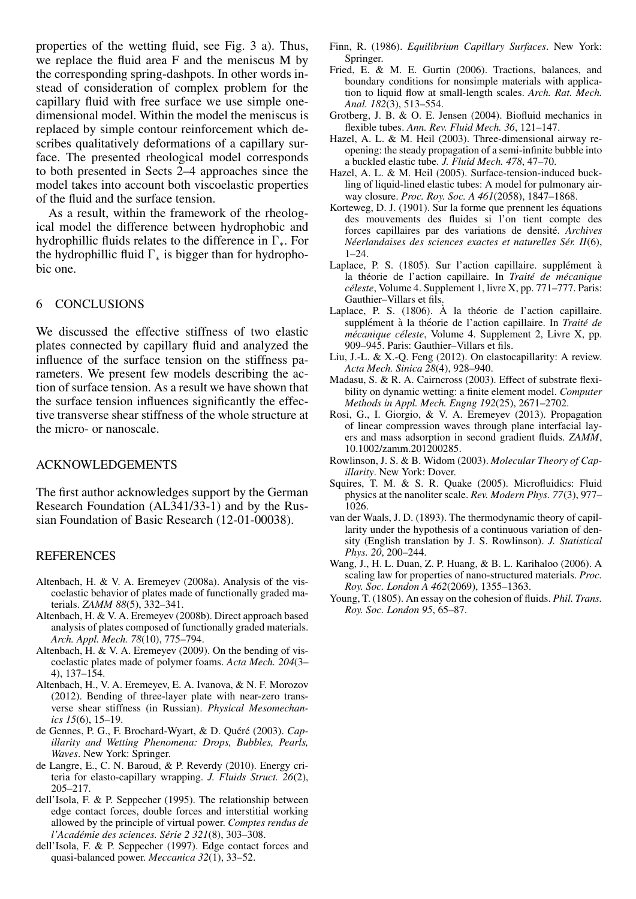properties of the wetting fluid, see Fig. 3 a). Thus, we replace the fluid area F and the meniscus M by the corresponding spring-dashpots. In other words instead of consideration of complex problem for the capillary fluid with free surface we use simple one-dimensional model. Within the model the meniscus is replaced by simple contour reinforcement which describes qualitatively deformations of a capillary surface. The presented rheological model corresponds to both presented in Sects 2–4 approaches since the model takes into account both viscoelastic properties of the fluid and the surface tension.

As a result, within the framework of the rheological model the difference between hydrophobic and hydrophillic fluids relates to the difference in $\Gamma_*$. For the hydrophillic fluid $\Gamma_*$ is bigger than for hydrophobic one.

## 6 CONCLUSIONS

We discussed the effective stiffness of two elastic plates connected by capillary fluid and analyzed the influence of the surface tension on the stiffness parameters. We present few models describing the action of surface tension. As a result we have shown that the surface tension influences significantly the effective transverse shear stiffness of the whole structure at the micro- or nanoscale.

## ACKNOWLEDGEMENTS

The first author acknowledges support by the German Research Foundation (AL341/33-1) and by the Russian Foundation of Basic Research (12-01-00038).

## REFERENCES

Altenbach, H. & V. A. Eremeyev (2008a). Analysis of the viscoelastic behavior of plates made of functionally graded materials. *ZAMM 88*(5), 332–341.

Altenbach, H. & V. A. Eremeyev (2008b). Direct approach based analysis of plates composed of functionally graded materials. *Arch. Appl. Mech. 78*(10), 775–794.

Altenbach, H. & V. A. Eremeyev (2009). On the bending of viscoelastic plates made of polymer foams. *Acta Mech. 204*(3–4), 137–154.

Altenbach, H., V. A. Eremeyev, E. A. Ivanova, & N. F. Morozov (2012). Bending of three-layer plate with near-zero transverse shear stiffness (in Russian). *Physical Mesomechanics 15*(6), 15–19.

de Gennes, P. G., F. Brochard-Wyart, & D. Quéré (2003). *Capillarity and Wetting Phenomena: Drops, Bubbles, Pearls, Waves*. New York: Springer.

de Langre, E., C. N. Baroud, & P. Reverdy (2010). Energy criteria for elasto-capillary wrapping. *J. Fluids Struct. 26*(2), 205–217.

dell'Isola, F. & P. Seppecher (1995). The relationship between edge contact forces, double forces and interstitial working allowed by the principle of virtual power. *Comptes rendus de l'Académie des sciences. Série 2 321*(8), 303–308.

dell'Isola, F. & P. Seppecher (1997). Edge contact forces and quasi-balanced power. *Meccanica 32*(1), 33–52.

Finn, R. (1986). *Equilibrium Capillary Surfaces*. New York: Springer.

Fried, E. & M. E. Gurtin (2006). Tractions, balances, and boundary conditions for nonsimple materials with application to liquid flow at small-length scales. *Arch. Rat. Mech. Anal. 182*(3), 513–554.

Grotberg, J. B. & O. E. Jensen (2004). Biofluid mechanics in flexible tubes. *Ann. Rev. Fluid Mech. 36*, 121–147.

Hazel, A. L. & M. Heil (2003). Three-dimensional airway reopening: the steady propagation of a semi-infinite bubble into a buckled elastic tube. *J. Fluid Mech. 478*, 47–70.

Hazel, A. L. & M. Heil (2005). Surface-tension-induced buckling of liquid-lined elastic tubes: A model for pulmonary airway closure. *Proc. Roy. Soc. A 461*(2058), 1847–1868.

Korteweg, D. J. (1901). Sur la forme que prennent les équations des mouvements des fluides si l'on tient compte des forces capillaires par des variations de densité. *Archives Néerlandaises des sciences exactes et naturelles Sér. II*(6), 1–24.

Laplace, P. S. (1805). Sur l'action capillaire. supplément à la théorie de l'action capillaire. In *Traité de mécanique céleste*, Volume 4. Supplement 1, livre X, pp. 771–777. Paris: Gauthier–Villars et fils.

Laplace, P. S. (1806). À la théorie de l'action capillaire. supplément à la théorie de l'action capillaire. In *Traité de mécanique céleste*, Volume 4. Supplement 2, Livre X, pp. 909–945. Paris: Gauthier–Villars et fils.

Liu, J.-L. & X.-Q. Feng (2012). On elastocapillarity: A review. *Acta Mech. Sinica 28*(4), 928–940.

Madasu, S. & R. A. Cairncross (2003). Effect of substrate flexibility on dynamic wetting: a finite element model. *Computer Methods in Appl. Mech. Engng 192*(25), 2671–2702.

Rosi, G., I. Giorgio, & V. A. Eremeyev (2013). Propagation of linear compression waves through plane interfacial layers and mass adsorption in second gradient fluids. *ZAMM*, 10.1002/zamm.201200285.

Rowlinson, J. S. & B. Widom (2003). *Molecular Theory of Capillarity*. New York: Dover.

Squires, T. M. & S. R. Quake (2005). Microfluidics: Fluid physics at the nanoliter scale. *Rev. Modern Phys. 77*(3), 977–1026.

van der Waals, J. D. (1893). The thermodynamic theory of capillarity under the hypothesis of a continuous variation of density (English translation by J. S. Rowlinson). *J. Statistical Phys. 20*, 200–244.

Wang, J., H. L. Duan, Z. P. Huang, & B. L. Karihaloo (2006). A scaling law for properties of nano-structured materials. *Proc. Roy. Soc. London A 462*(2069), 1355–1363.

Young, T. (1805). An essay on the cohesion of fluids. *Phil. Trans. Roy. Soc. London 95*, 65–87.